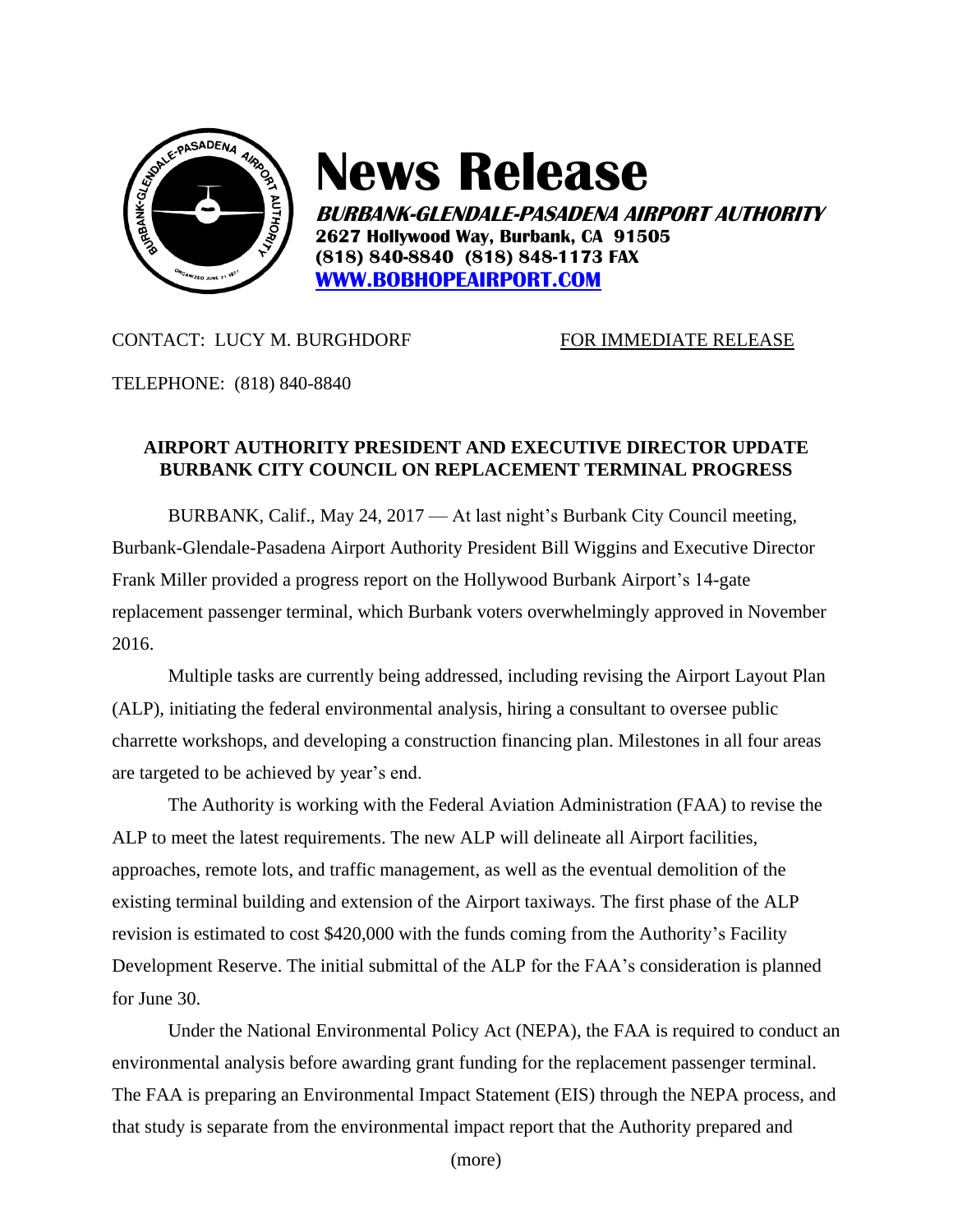# News Release

***BURBANK-GLENDALE-PASADENA AIRPORT AUTHORITY***
**2627 Hollywood Way, Burbank, CA 91505**
**(818) 840-8840 (818) 848-1173 FAX**
**[WWW.BOBHOPEAIRPORT.COM](http://WWW.BOBHOPEAIRPORT.COM)**

CONTACT: LUCY M. BURGHDORF FOR IMMEDIATE RELEASE

TELEPHONE: (818) 840-8840

**AIRPORT AUTHORITY PRESIDENT AND EXECUTIVE DIRECTOR UPDATE BURBANK CITY COUNCIL ON REPLACEMENT TERMINAL PROGRESS**

BURBANK, Calif., May 24, 2017 — At last night's Burbank City Council meeting, Burbank-Glendale-Pasadena Airport Authority President Bill Wiggins and Executive Director Frank Miller provided a progress report on the Hollywood Burbank Airport's 14-gate replacement passenger terminal, which Burbank voters overwhelmingly approved in November 2016.

Multiple tasks are currently being addressed, including revising the Airport Layout Plan (ALP), initiating the federal environmental analysis, hiring a consultant to oversee public charrette workshops, and developing a construction financing plan. Milestones in all four areas are targeted to be achieved by year's end.

The Authority is working with the Federal Aviation Administration (FAA) to revise the ALP to meet the latest requirements. The new ALP will delineate all Airport facilities, approaches, remote lots, and traffic management, as well as the eventual demolition of the existing terminal building and extension of the Airport taxiways. The first phase of the ALP revision is estimated to cost $420,000 with the funds coming from the Authority's Facility Development Reserve. The initial submittal of the ALP for the FAA's consideration is planned for June 30.

Under the National Environmental Policy Act (NEPA), the FAA is required to conduct an environmental analysis before awarding grant funding for the replacement passenger terminal. The FAA is preparing an Environmental Impact Statement (EIS) through the NEPA process, and that study is separate from the environmental impact report that the Authority prepared and

(more)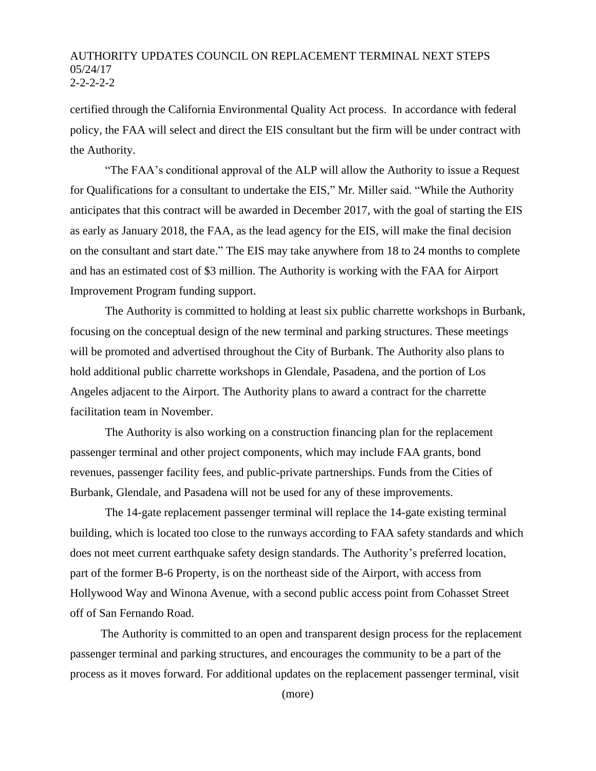certified through the California Environmental Quality Act process. In accordance with federal policy, the FAA will select and direct the EIS consultant but the firm will be under contract with the Authority.

"The FAA's conditional approval of the ALP will allow the Authority to issue a Request for Qualifications for a consultant to undertake the EIS," Mr. Miller said. "While the Authority anticipates that this contract will be awarded in December 2017, with the goal of starting the EIS as early as January 2018, the FAA, as the lead agency for the EIS, will make the final decision on the consultant and start date." The EIS may take anywhere from 18 to 24 months to complete and has an estimated cost of $3 million. The Authority is working with the FAA for Airport Improvement Program funding support.

The Authority is committed to holding at least six public charrette workshops in Burbank, focusing on the conceptual design of the new terminal and parking structures. These meetings will be promoted and advertised throughout the City of Burbank. The Authority also plans to hold additional public charrette workshops in Glendale, Pasadena, and the portion of Los Angeles adjacent to the Airport. The Authority plans to award a contract for the charrette facilitation team in November.

The Authority is also working on a construction financing plan for the replacement passenger terminal and other project components, which may include FAA grants, bond revenues, passenger facility fees, and public-private partnerships. Funds from the Cities of Burbank, Glendale, and Pasadena will not be used for any of these improvements.

The 14-gate replacement passenger terminal will replace the 14-gate existing terminal building, which is located too close to the runways according to FAA safety standards and which does not meet current earthquake safety design standards. The Authority's preferred location, part of the former B-6 Property, is on the northeast side of the Airport, with access from Hollywood Way and Winona Avenue, with a second public access point from Cohasset Street off of San Fernando Road.

The Authority is committed to an open and transparent design process for the replacement passenger terminal and parking structures, and encourages the community to be a part of the process as it moves forward. For additional updates on the replacement passenger terminal, visit

(more)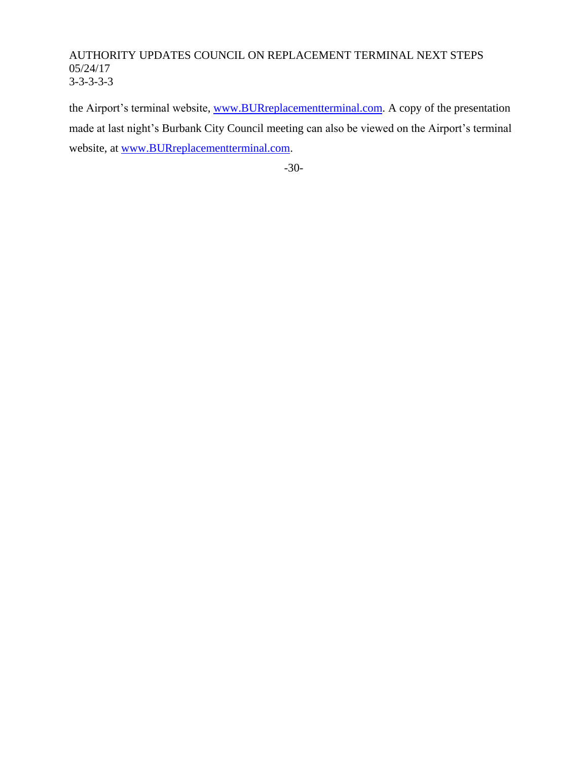the Airport's terminal website, [www.BURreplacementterminal.com](http://www.BURreplacementterminal.com). A copy of the presentation made at last night's Burbank City Council meeting can also be viewed on the Airport's terminal website, at [www.BURreplacementterminal.com](http://www.BURreplacementterminal.com).

-30-